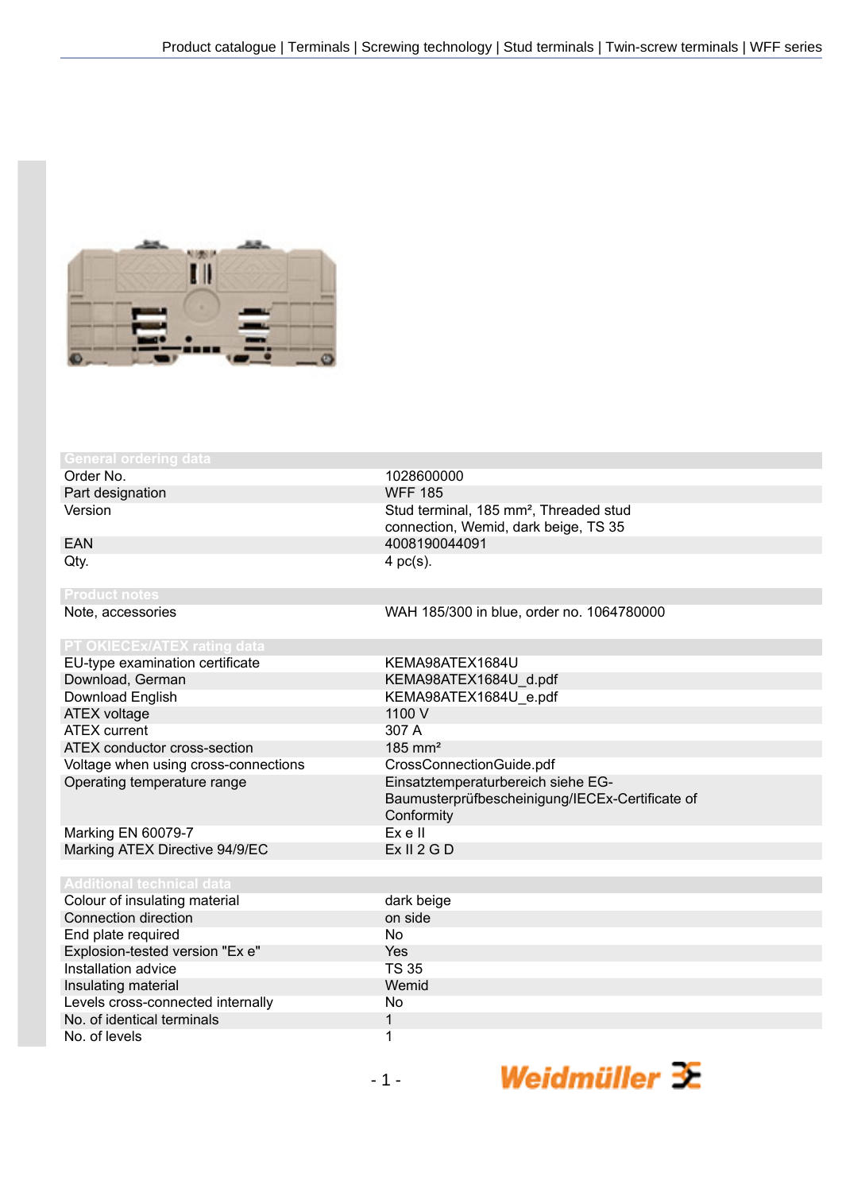| General ordering data | |
|---|---|
| Order No. | 1028600000 |
| Part designation | WFF 185 |
| Version | Stud terminal, 185 mm², Threaded stud connection, Wemid, dark beige, TS 35 |
| EAN | 4008190044091 |
| Qty. | 4 pc(s). |

| Product notes | |
|---|---|
| Note, accessories | WAH 185/300 in blue, order no. 1064780000 |

| PT OKIECEx/ATEX rating data | |
|---|---|
| EU-type examination certificate | KEMA98ATEX1684U |
| Download, German | KEMA98ATEX1684U_d.pdf |
| Download English | KEMA98ATEX1684U_e.pdf |
| ATEX voltage | 1100 V |
| ATEX current | 307 A |
| ATEX conductor cross-section | 185 mm² |
| Voltage when using cross-connections | CrossConnectionGuide.pdf |
| Operating temperature range | Einsatztemperaturbereich siehe EG-Baumusterprüfbescheinigung/IECEx-Certificate of Conformity |
| Marking EN 60079-7 | Ex e II |
| Marking ATEX Directive 94/9/EC | Ex II 2 G D |

| Additional technical data | |
|---|---|
| Colour of insulating material | dark beige |
| Connection direction | on side |
| End plate required | No |
| Explosion-tested version "Ex e" | Yes |
| Installation advice | TS 35 |
| Insulating material | Wemid |
| Levels cross-connected internally | No |
| No. of identical terminals | 1 |
| No. of levels | 1 |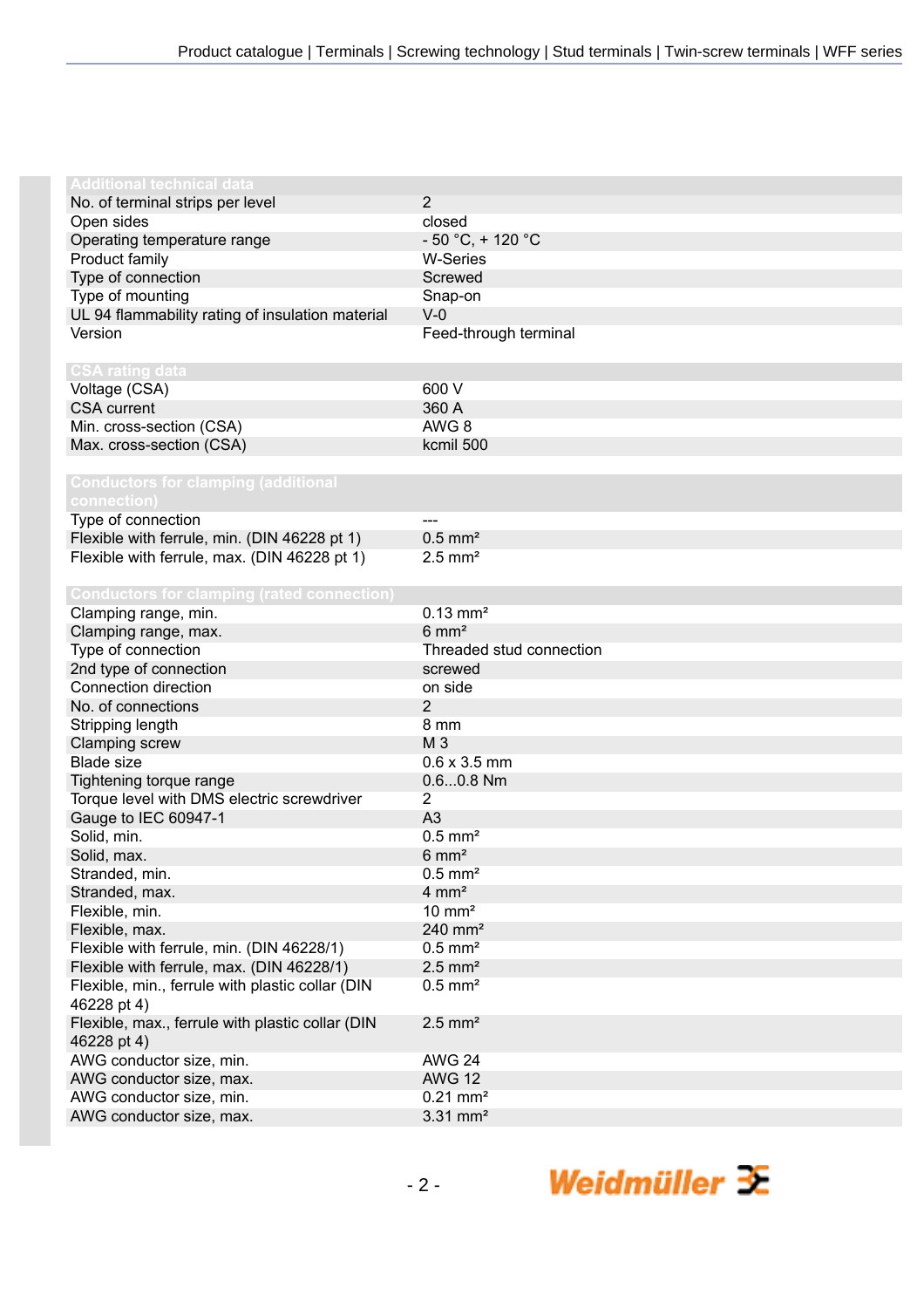| Additional technical data | |
|---|---|
| No. of terminal strips per level | 2 |
| Open sides | closed |
| Operating temperature range | - 50 °C, + 120 °C |
| Product family | W-Series |
| Type of connection | Screwed |
| Type of mounting | Snap-on |
| UL 94 flammability rating of insulation material | V-0 |
| Version | Feed-through terminal |

| CSA rating data | |
|---|---|
| Voltage (CSA) | 600 V |
| CSA current | 360 A |
| Min. cross-section (CSA) | AWG 8 |
| Max. cross-section (CSA) | kcmil 500 |

| Conductors for clamping (additional connection) | |
|---|---|
| Type of connection | --- |
| Flexible with ferrule, min. (DIN 46228 pt 1) | 0.5 mm² |
| Flexible with ferrule, max. (DIN 46228 pt 1) | 2.5 mm² |

| Conductors for clamping (rated connection) | |
|---|---|
| Clamping range, min. | 0.13 mm² |
| Clamping range, max. | 6 mm² |
| Type of connection | Threaded stud connection |
| 2nd type of connection | screwed |
| Connection direction | on side |
| No. of connections | 2 |
| Stripping length | 8 mm |
| Clamping screw | M 3 |
| Blade size | 0.6 x 3.5 mm |
| Tightening torque range | 0.6...0.8 Nm |
| Torque level with DMS electric screwdriver | 2 |
| Gauge to IEC 60947-1 | A3 |
| Solid, min. | 0.5 mm² |
| Solid, max. | 6 mm² |
| Stranded, min. | 0.5 mm² |
| Stranded, max. | 4 mm² |
| Flexible, min. | 10 mm² |
| Flexible, max. | 240 mm² |
| Flexible with ferrule, min. (DIN 46228/1) | 0.5 mm² |
| Flexible with ferrule, max. (DIN 46228/1) | 2.5 mm² |
| Flexible, min., ferrule with plastic collar (DIN 46228 pt 4) | 0.5 mm² |
| Flexible, max., ferrule with plastic collar (DIN 46228 pt 4) | 2.5 mm² |
| AWG conductor size, min. | AWG 24 |
| AWG conductor size, max. | AWG 12 |
| AWG conductor size, min. | 0.21 mm² |
| AWG conductor size, max. | 3.31 mm² |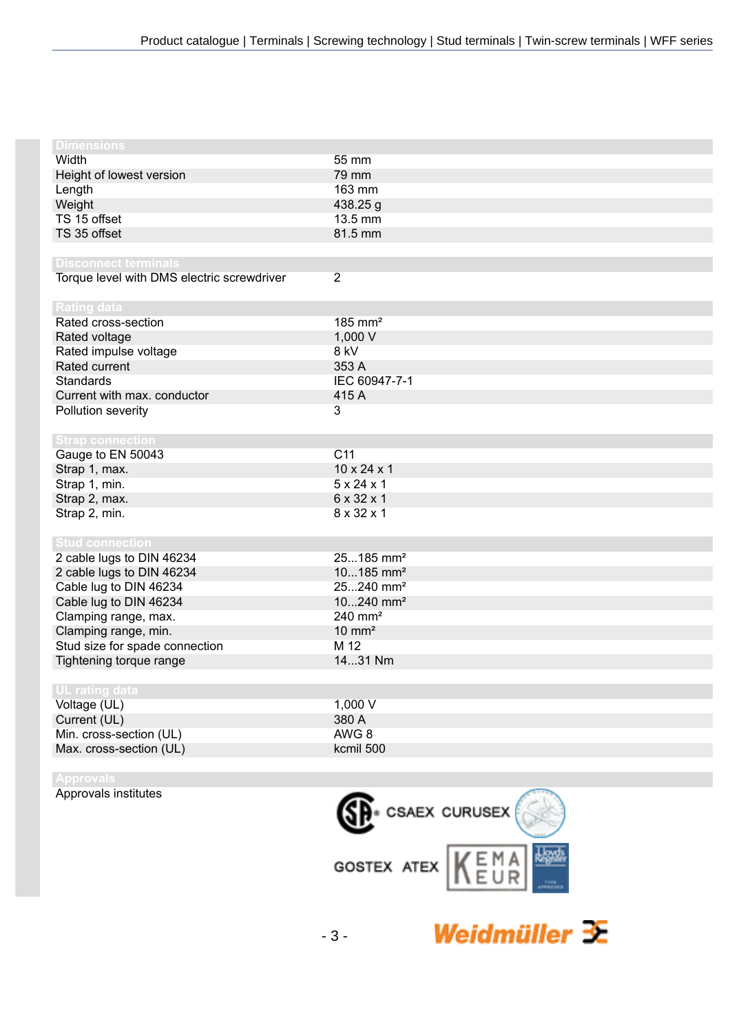| Dimensions | |
|---|---|
| Width | 55 mm |
| Height of lowest version | 79 mm |
| Length | 163 mm |
| Weight | 438.25 g |
| TS 15 offset | 13.5 mm |
| TS 35 offset | 81.5 mm |

| Disconnect terminals | |
|---|---|
| Torque level with DMS electric screwdriver | 2 |

| Rating data | |
|---|---|
| Rated cross-section | 185 mm² |
| Rated voltage | 1,000 V |
| Rated impulse voltage | 8 kV |
| Rated current | 353 A |
| Standards | IEC 60947-7-1 |
| Current with max. conductor | 415 A |
| Pollution severity | 3 |

| Strap connection | |
|---|---|
| Gauge to EN 50043 | C11 |
| Strap 1, max. | 10 x 24 x 1 |
| Strap 1, min. | 5 x 24 x 1 |
| Strap 2, max. | 6 x 32 x 1 |
| Strap 2, min. | 8 x 32 x 1 |

| Stud connection | |
|---|---|
| 2 cable lugs to DIN 46234 | 25...185 mm² |
| 2 cable lugs to DIN 46234 | 10...185 mm² |
| Cable lug to DIN 46234 | 25...240 mm² |
| Cable lug to DIN 46234 | 10...240 mm² |
| Clamping range, max. | 240 mm² |
| Clamping range, min. | 10 mm² |
| Stud size for spade connection | M 12 |
| Tightening torque range | 14...31 Nm |

| UL rating data | |
|---|---|
| Voltage (UL) | 1,000 V |
| Current (UL) | 380 A |
| Min. cross-section (UL) | AWG 8 |
| Max. cross-section (UL) | kcmil 500 |

| Approvals | |
|---|---|
| Approvals institutes | CSAEX CURUSEX GOSTEX ATEX |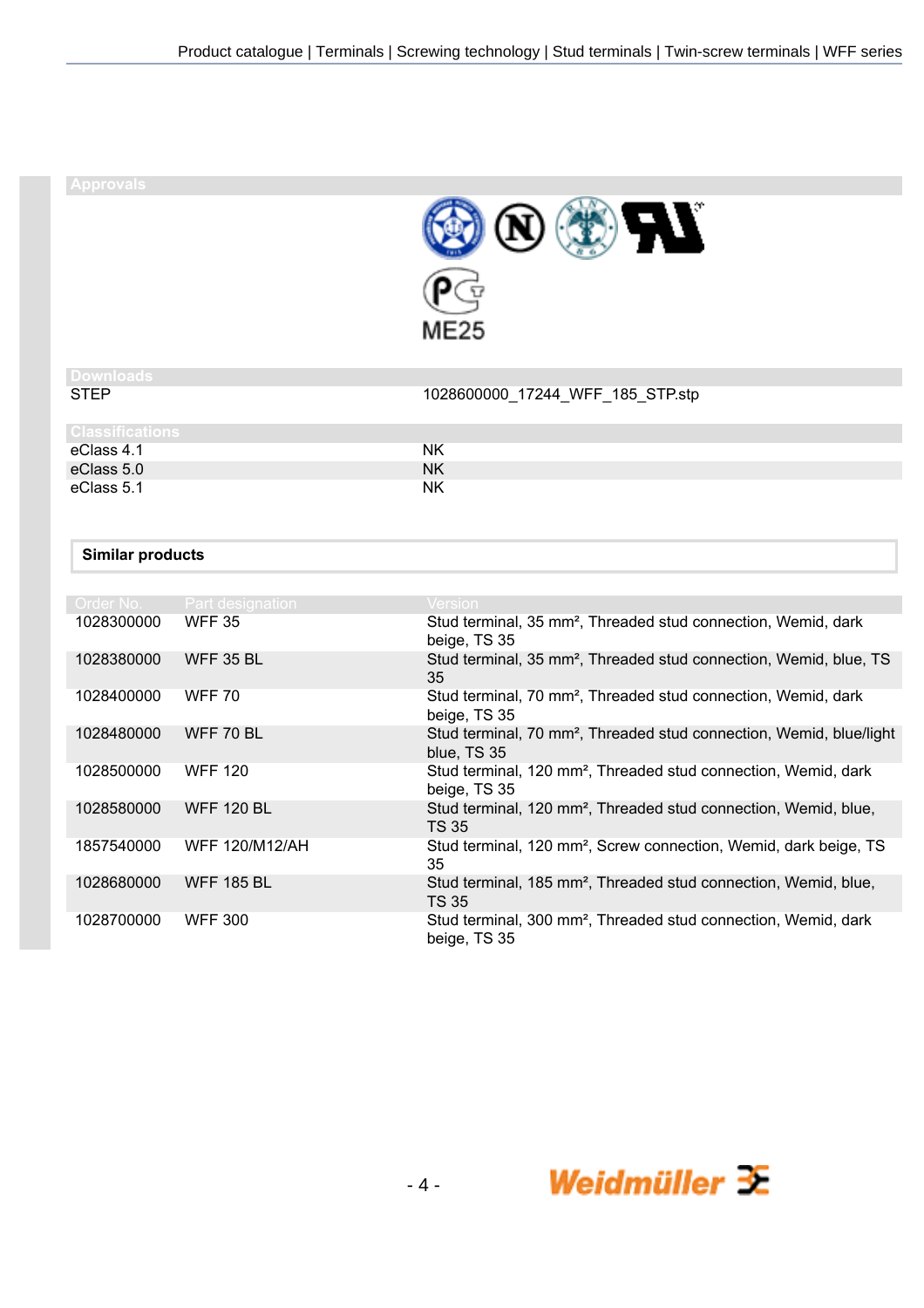## Approvals

ME25

## Downloads

| | |
|---|---|
| STEP | 1028600000_17244_WFF_185_STP.stp |

## Classifications

| | |
|---|---|
| eClass 4.1 | NK |
| eClass 5.0 | NK |
| eClass 5.1 | NK |

## Similar products

| Order No. | Part designation | Version |
|---|---|---|
| 1028300000 | WFF 35 | Stud terminal, 35 mm², Threaded stud connection, Wemid, dark beige, TS 35 |
| 1028380000 | WFF 35 BL | Stud terminal, 35 mm², Threaded stud connection, Wemid, blue, TS 35 |
| 1028400000 | WFF 70 | Stud terminal, 70 mm², Threaded stud connection, Wemid, dark beige, TS 35 |
| 1028480000 | WFF 70 BL | Stud terminal, 70 mm², Threaded stud connection, Wemid, blue/light blue, TS 35 |
| 1028500000 | WFF 120 | Stud terminal, 120 mm², Threaded stud connection, Wemid, dark beige, TS 35 |
| 1028580000 | WFF 120 BL | Stud terminal, 120 mm², Threaded stud connection, Wemid, blue, TS 35 |
| 1857540000 | WFF 120/M12/AH | Stud terminal, 120 mm², Screw connection, Wemid, dark beige, TS 35 |
| 1028680000 | WFF 185 BL | Stud terminal, 185 mm², Threaded stud connection, Wemid, blue, TS 35 |
| 1028700000 | WFF 300 | Stud terminal, 300 mm², Threaded stud connection, Wemid, dark beige, TS 35 |